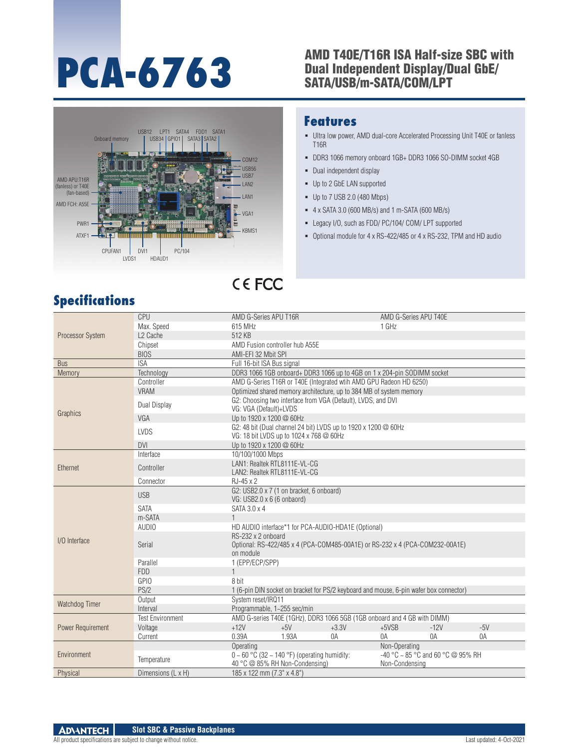# PCA-6763

## AMD T40E/T16R ISA Half-size SBC with Dual Independent Display/Dual GbE/ SATA/USB/m-SATA/COM/LPT

## Features

- Ultra low power, AMD dual-core Accelerated Processing Unit T40E or fanless T16R
- DDR3 1066 memory onboard 1GB+ DDR3 1066 SO-DIMM socket 4GB
- Dual independent display
- Up to 2 GbE LAN supported
- Up to 7 USB 2.0 (480 Mbps)
- 4 x SATA 3.0 (600 MB/s) and 1 m-SATA (600 MB/s)
- Legacy I/O, such as FDD/ PC/104/ COM/ LPT supported
- Optional module for 4 x RS-422/485 or 4 x RS-232, TPM and HD audio

## Specifications

| Category | Item | | | | | | |
|---|---|---|---|---|---|---|---|
| Processor System | CPU | AMD G-Series APU T16R | | | AMD G-Series APU T40E | | |
| | Max. Speed | 615 MHz | | | 1 GHz | | |
| | L2 Cache | 512 KB | | | | | |
| | Chipset | AMD Fusion controller hub A55E | | | | | |
| | BIOS | AMI-EFI 32 Mbit SPI | | | | | |
| Bus | ISA | Full 16-bit ISA Bus signal | | | | | |
| Memory | Technology | DDR3 1066 1GB onboard+ DDR3 1066 up to 4GB on 1 x 204-pin SODIMM socket | | | | | |
| Graphics | Controller | AMD G-Series T16R or T40E (Integrated wtih AMD GPU Radeon HD 6250) | | | | | |
| | VRAM | Optimized shared memory architecture, up to 384 MB of system memory | | | | | |
| | Dual Display | G2: Choosing two interface from VGA (Default), LVDS, and DVI<br>VG: VGA (Default)+LVDS | | | | | |
| | VGA | Up to 1920 x 1200 @ 60Hz | | | | | |
| | LVDS | G2: 48 bit (Dual channel 24 bit) LVDS up to 1920 x 1200 @ 60Hz<br>VG: 18 bit LVDS up to 1024 x 768 @ 60Hz | | | | | |
| | DVI | Up to 1920 x 1200 @ 60Hz | | | | | |
| Ethernet | Interface | 10/100/1000 Mbps | | | | | |
| | Controller | LAN1: Realtek RTL8111E-VL-CG<br>LAN2: Realtek RTL8111E-VL-CG | | | | | |
| | Connector | RJ-45 x 2 | | | | | |
| I/O Interface | USB | G2: USB2.0 x 7 (1 on bracket, 6 onboard)<br>VG: USB2.0 x 6 (6 onbaord) | | | | | |
| | SATA | SATA 3.0 x 4 | | | | | |
| | m-SATA | 1 | | | | | |
| | AUDIO | HD AUDIO interface*1 for PCA-AUDIO-HDA1E (Optional) | | | | | |
| | Serial | RS-232 x 2 onboard<br>Optional: RS-422/485 x 4 (PCA-COM485-00A1E) or RS-232 x 4 (PCA-COM232-00A1E) on module | | | | | |
| | Parallel | 1 (EPP/ECP/SPP) | | | | | |
| | FDD | 1 | | | | | |
| | GPIO | 8 bit | | | | | |
| | PS/2 | 1 (6-pin DIN socket on bracket for PS/2 keyboard and mouse, 6-pin wafer box connector) | | | | | |
| Watchdog Timer | Output | System reset/IRQ11 | | | | | |
| | Interval | Programmable, 1~255 sec/min | | | | | |
| Power Requirement | Test Environment | AMD G-series T40E (1GHz), DDR3 1066 5GB (1GB onboard and 4 GB with DIMM) | | | | | |
| | Voltage | +12V | +5V | +3.3V | +5VSB | -12V | -5V |
| | Current | 0.39A | 1.93A | 0A | 0A | 0A | 0A |
| Environment | | Operating | | | Non-Operating | | |
| | Temperature | 0 ~ 60 °C (32 ~ 140 °F) (operating humidity: 40 °C @ 85% RH Non-Condensing) | | | -40 °C ~ 85 °C and 60 °C @ 95% RH Non-Condensing | | |
| Physical | Dimensions (L x H) | 185 x 122 mm (7.3" x 4.8") | | | | | |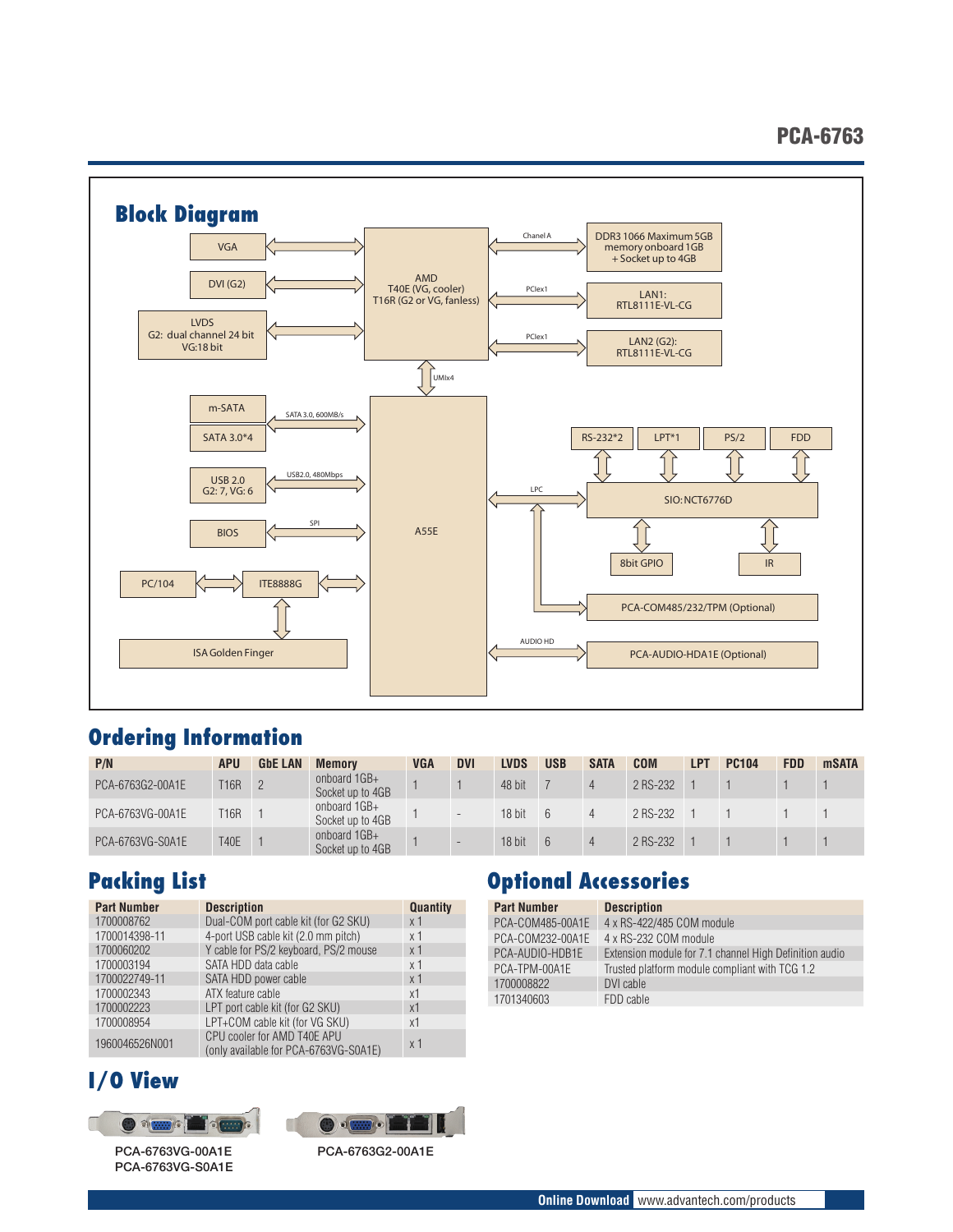## Block Diagram

VGA

DVI (G2)

LVDS
G2: dual channel 24 bit
VG:18 bit

AMD
T40E (VG, cooler)
T16R (G2 or VG, fanless)

Chanel A

DDR3 1066 Maximum 5GB memory onboard 1GB + Socket up to 4GB

PCIex1

LAN1: RTL8111E-VL-CG

PCIex1

LAN2 (G2): RTL8111E-VL-CG

UMIx4

m-SATA

SATA 3.0*4

SATA 3.0, 600MB/s

USB 2.0
G2: 7, VG: 6

USB2.0, 480Mbps

BIOS

SPI

A55E

PC/104

ITE8888G

ISA Golden Finger

RS-232*2

LPT*1

PS/2

FDD

LPC

SIO: NCT6776D

8bit GPIO

IR

PCA-COM485/232/TPM (Optional)

AUDIO HD

PCA-AUDIO-HDA1E (Optional)

## Ordering Information

| P/N | APU | GbE LAN | Memory | VGA | DVI | LVDS | USB | SATA | COM | LPT | PC104 | FDD | mSATA |
|---|---|---|---|---|---|---|---|---|---|---|---|---|---|
| PCA-6763G2-00A1E | T16R | 2 | onboard 1GB+ Socket up to 4GB | 1 | 1 | 48 bit | 7 | 4 | 2 RS-232 | 1 | 1 | 1 | 1 |
| PCA-6763VG-00A1E | T16R | 1 | onboard 1GB+ Socket up to 4GB | 1 | - | 18 bit | 6 | 4 | 2 RS-232 | 1 | 1 | 1 | 1 |
| PCA-6763VG-S0A1E | T40E | 1 | onboard 1GB+ Socket up to 4GB | 1 | - | 18 bit | 6 | 4 | 2 RS-232 | 1 | 1 | 1 | 1 |

## Packing List

| Part Number | Description | Quantity |
|---|---|---|
| 1700008762 | Dual-COM port cable kit (for G2 SKU) | x 1 |
| 1700014398-11 | 4-port USB cable kit (2.0 mm pitch) | x 1 |
| 1700060202 | Y cable for PS/2 keyboard, PS/2 mouse | x 1 |
| 1700003194 | SATA HDD data cable | x 1 |
| 1700022749-11 | SATA HDD power cable | x 1 |
| 1700002343 | ATX feature cable | x1 |
| 1700002223 | LPT port cable kit (for G2 SKU) | x1 |
| 1700008954 | LPT+COM cable kit (for VG SKU) | x1 |
| 1960046526N001 | CPU cooler for AMD T40E APU (only available for PCA-6763VG-S0A1E) | x 1 |

## Optional Accessories

| Part Number | Description |
|---|---|
| PCA-COM485-00A1E | 4 x RS-422/485 COM module |
| PCA-COM232-00A1E | 4 x RS-232 COM module |
| PCA-AUDIO-HDB1E | Extension module for 7.1 channel High Definition audio |
| PCA-TPM-00A1E | Trusted platform module compliant with TCG 1.2 |
| 1700008822 | DVI cable |
| 1701340603 | FDD cable |

## I/O View

PCA-6763VG-00A1E
PCA-6763VG-S0A1E

PCA-6763G2-00A1E